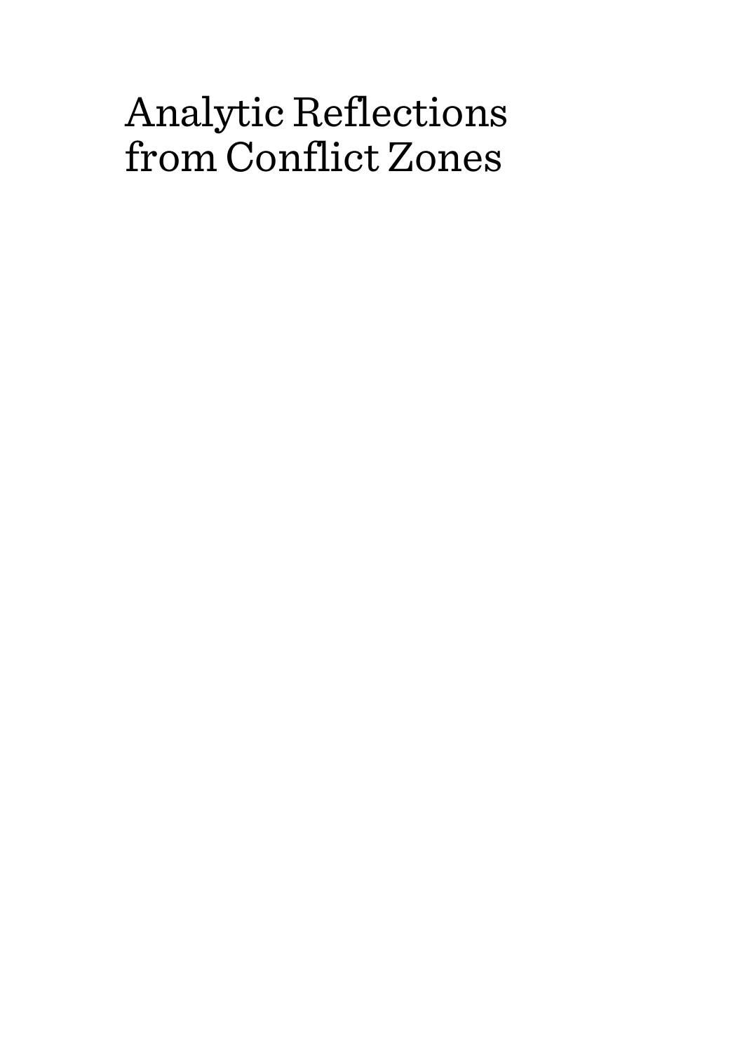# Analytic Reflections from Conflict Zones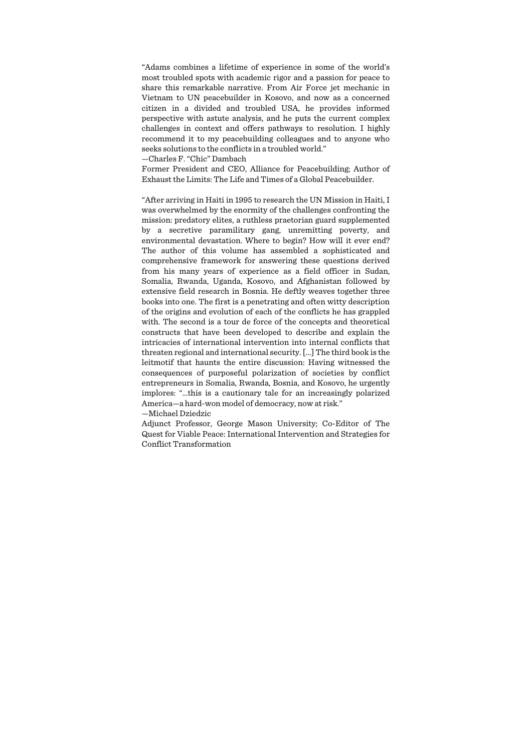"Adams combines a lifetime of experience in some of the world's most troubled spots with academic rigor and a passion for peace to share this remarkable narrative. From Air Force jet mechanic in Vietnam to UN peacebuilder in Kosovo, and now as a concerned citizen in a divided and troubled USA, he provides informed perspective with astute analysis, and he puts the current complex challenges in context and offers pathways to resolution. I highly recommend it to my peacebuilding colleagues and to anyone who seeks solutions to the conflicts in a troubled world."

—Charles F. "Chic" Dambach

Former President and CEO, Alliance for Peacebuilding; Author of Exhaust the Limits: The Life and Times of a Global Peacebuilder.

"After arriving in Haiti in 1995 to research the UN Mission in Haiti, I was overwhelmed by the enormity of the challenges confronting the mission: predatory elites, a ruthless praetorian guard supplemented by a secretive paramilitary gang, unremitting poverty, and environmental devastation. Where to begin? How will it ever end? The author of this volume has assembled a sophisticated and comprehensive framework for answering these questions derived from his many years of experience as a field officer in Sudan, Somalia, Rwanda, Uganda, Kosovo, and Afghanistan followed by extensive field research in Bosnia. He deftly weaves together three books into one. The first is a penetrating and often witty description of the origins and evolution of each of the conflicts he has grappled with. The second is a tour de force of the concepts and theoretical constructs that have been developed to describe and explain the intricacies of international intervention into internal conflicts that threaten regional and international security. [...] The third book is the leitmotif that haunts the entire discussion: Having witnessed the consequences of purposeful polarization of societies by conflict entrepreneurs in Somalia, Rwanda, Bosnia, and Kosovo, he urgently implores: "...this is a cautionary tale for an increasingly polarized America—a hard-won model of democracy, now at risk."

—Michael Dziedzic

Adjunct Professor, George Mason University; Co-Editor of The Quest for Viable Peace: International Intervention and Strategies for Conflict Transformation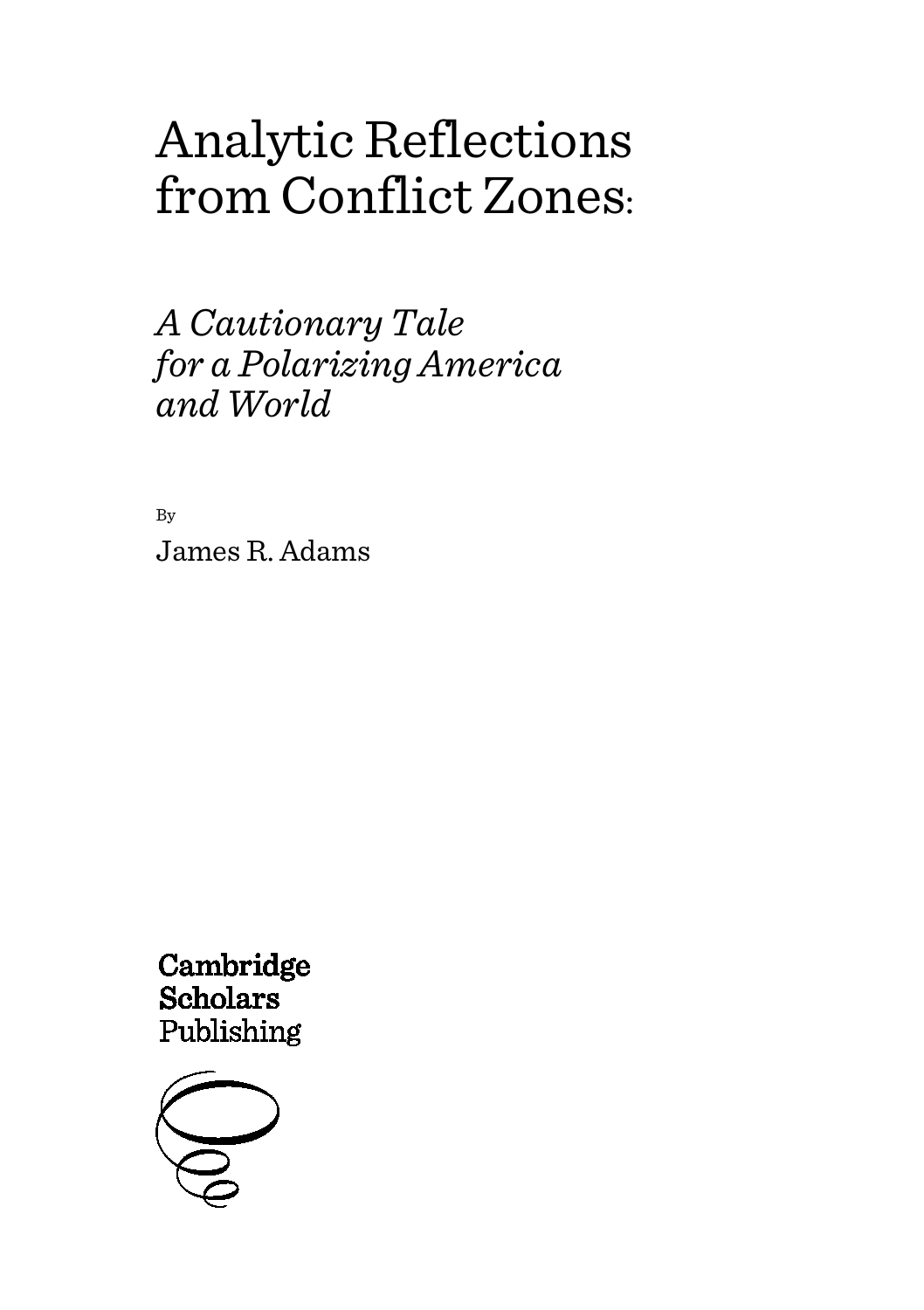# Analytic Reflections from Conflict Zones:

## *A Cautionary Tale for a Polarizing America and World*

By

James R. Adams

Cambridge Scholars Publishing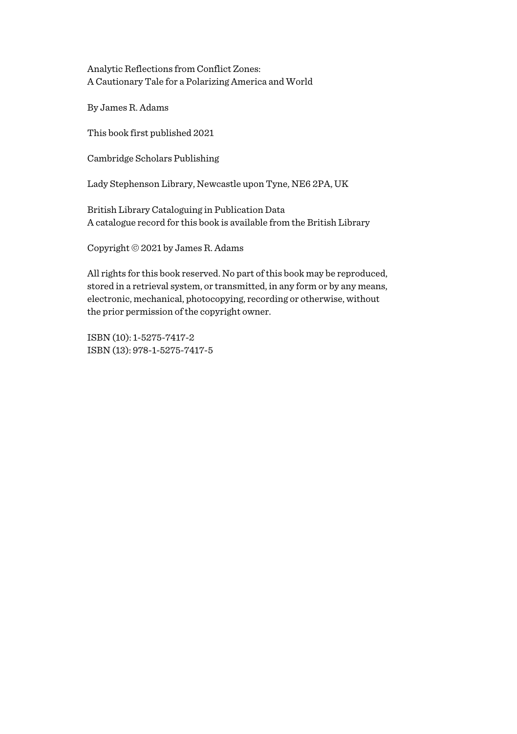Analytic Reflections from Conflict Zones:
A Cautionary Tale for a Polarizing America and World

By James R. Adams

This book first published 2021

Cambridge Scholars Publishing

Lady Stephenson Library, Newcastle upon Tyne, NE6 2PA, UK

British Library Cataloguing in Publication Data
A catalogue record for this book is available from the British Library

Copyright © 2021 by James R. Adams

All rights for this book reserved. No part of this book may be reproduced, stored in a retrieval system, or transmitted, in any form or by any means, electronic, mechanical, photocopying, recording or otherwise, without the prior permission of the copyright owner.

ISBN (10): 1-5275-7417-2
ISBN (13): 978-1-5275-7417-5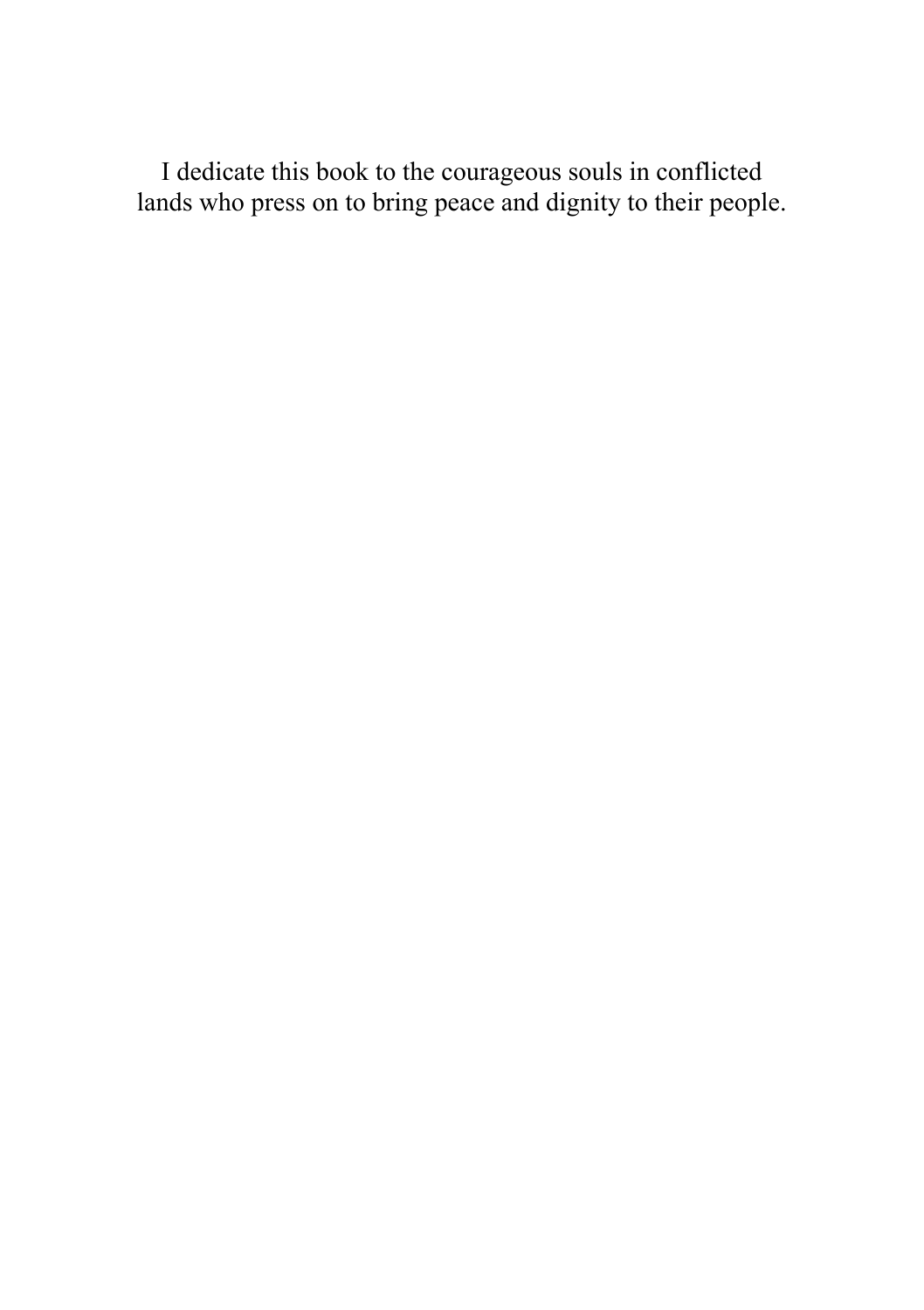I dedicate this book to the courageous souls in conflicted lands who press on to bring peace and dignity to their people.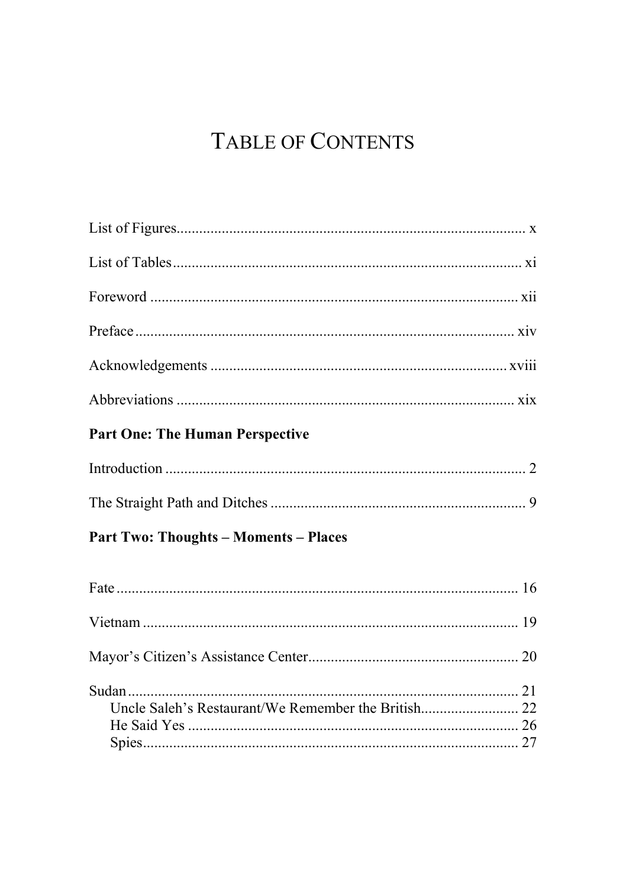# Table of Contents

List of Figures ........ x

List of Tables ........ xi

Foreword ........ xii

Preface ........ xiv

Acknowledgements ........ xviii

Abbreviations ........ xix

**Part One: The Human Perspective**

Introduction ........ 2

The Straight Path and Ditches ........ 9

**Part Two: Thoughts – Moments – Places**

Fate ........ 16

Vietnam ........ 19

Mayor's Citizen's Assistance Center ........ 20

Sudan ........ 21
- Uncle Saleh's Restaurant/We Remember the British ........ 22
- He Said Yes ........ 26
- Spies ........ 27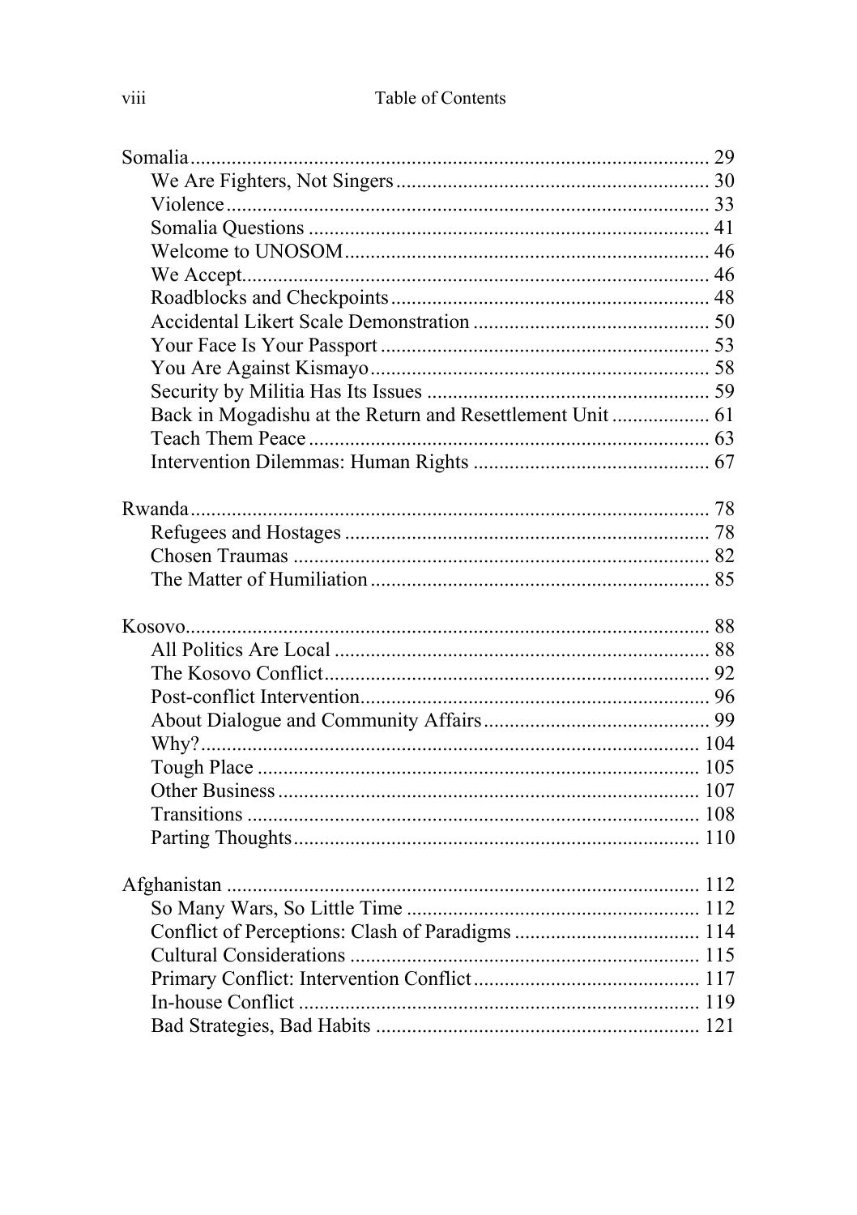Somalia ..................................................................................................... 29
    We Are Fighters, Not Singers ............................................................ 30
    Violence ............................................................................................ 33
    Somalia Questions ............................................................................. 41
    Welcome to UNOSOM ....................................................................... 46
    We Accept .......................................................................................... 46
    Roadblocks and Checkpoints ............................................................. 48
    Accidental Likert Scale Demonstration ............................................. 50
    Your Face Is Your Passport ............................................................... 53
    You Are Against Kismayo ................................................................. 58
    Security by Militia Has Its Issues ...................................................... 59
    Back in Mogadishu at the Return and Resettlement Unit ................... 61
    Teach Them Peace ............................................................................. 63
    Intervention Dilemmas: Human Rights ............................................. 67

Rwanda ..................................................................................................... 78
    Refugees and Hostages ...................................................................... 78
    Chosen Traumas ................................................................................ 82
    The Matter of Humiliation ................................................................. 85

Kosovo ...................................................................................................... 88
    All Politics Are Local ........................................................................ 88
    The Kosovo Conflict .......................................................................... 92
    Post-conflict Intervention ................................................................... 96
    About Dialogue and Community Affairs ............................................ 99
    Why? ................................................................................................ 104
    Tough Place ..................................................................................... 105
    Other Business ................................................................................. 107
    Transitions ....................................................................................... 108
    Parting Thoughts .............................................................................. 110

Afghanistan ............................................................................................ 112
    So Many Wars, So Little Time ......................................................... 112
    Conflict of Perceptions: Clash of Paradigms .................................... 114
    Cultural Considerations .................................................................... 115
    Primary Conflict: Intervention Conflict ............................................ 117
    In-house Conflict .............................................................................. 119
    Bad Strategies, Bad Habits ............................................................... 121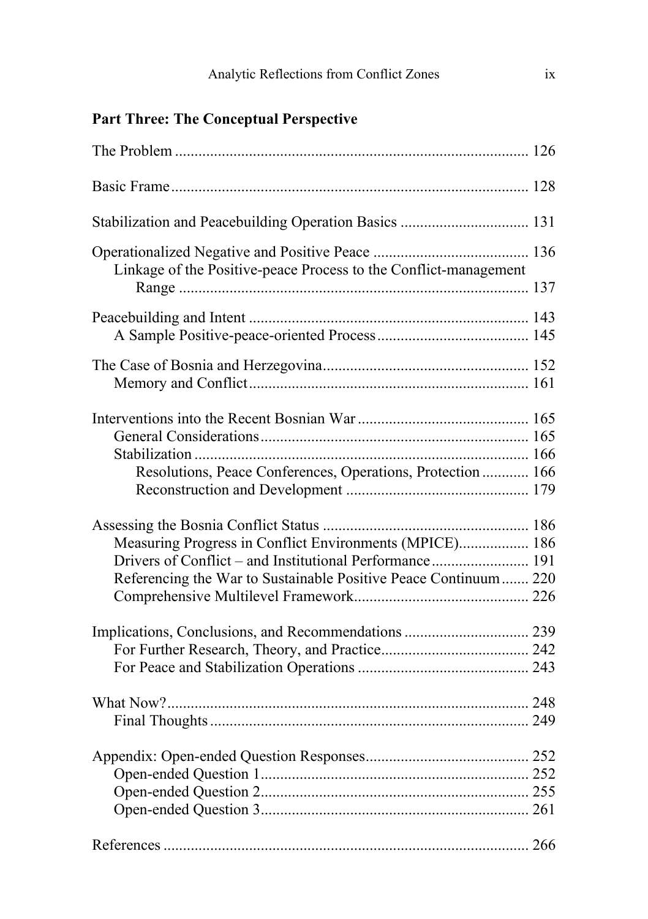**Part Three: The Conceptual Perspective**

The Problem .......................................................................................... 126

Basic Frame........................................................................................... 128

Stabilization and Peacebuilding Operation Basics ................................. 131

Operationalized Negative and Positive Peace ........................................ 136
- Linkage of the Positive-peace Process to the Conflict-management Range ......................................................................................... 137

Peacebuilding and Intent ....................................................................... 143
- A Sample Positive-peace-oriented Process....................................... 145

The Case of Bosnia and Herzegovina..................................................... 152
- Memory and Conflict....................................................................... 161

Interventions into the Recent Bosnian War ............................................ 165
- General Considerations.................................................................... 165
- Stabilization ..................................................................................... 166
  - Resolutions, Peace Conferences, Operations, Protection ............ 166
  - Reconstruction and Development ............................................... 179

Assessing the Bosnia Conflict Status ..................................................... 186
- Measuring Progress in Conflict Environments (MPICE).................. 186
- Drivers of Conflict – and Institutional Performance......................... 191
- Referencing the War to Sustainable Positive Peace Continuum....... 220
- Comprehensive Multilevel Framework............................................. 226

Implications, Conclusions, and Recommendations ................................ 239
- For Further Research, Theory, and Practice...................................... 242
- For Peace and Stabilization Operations ............................................ 243

What Now?............................................................................................. 248
- Final Thoughts.................................................................................. 249

Appendix: Open-ended Question Responses.......................................... 252
- Open-ended Question 1..................................................................... 252
- Open-ended Question 2..................................................................... 255
- Open-ended Question 3..................................................................... 261

References .............................................................................................. 266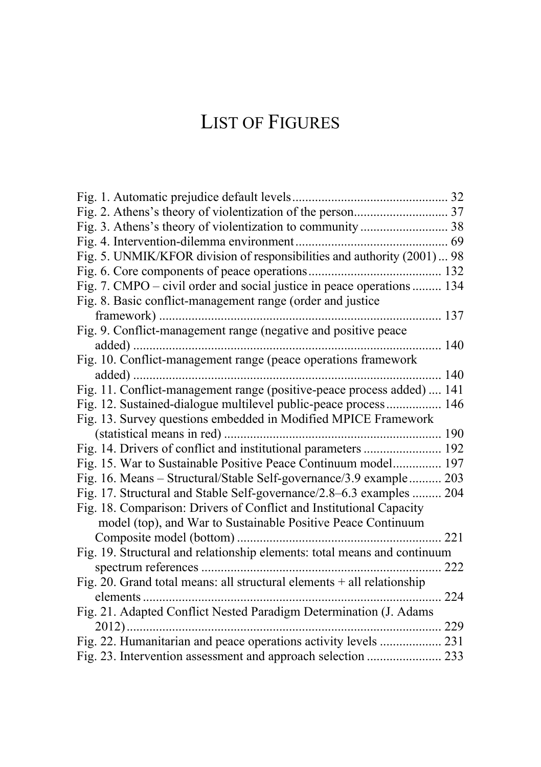# LIST OF FIGURES

Fig. 1. Automatic prejudice default levels ............................................... 32
Fig. 2. Athens's theory of violentization of the person............................ 37
Fig. 3. Athens's theory of violentization to community .......................... 38
Fig. 4. Intervention-dilemma environment .............................................. 69
Fig. 5. UNMIK/KFOR division of responsibilities and authority (2001) ... 98
Fig. 6. Core components of peace operations ......................................... 132
Fig. 7. CMPO – civil order and social justice in peace operations ......... 134
Fig. 8. Basic conflict-management range (order and justice framework) ...................................................................................... 137
Fig. 9. Conflict-management range (negative and positive peace added) .............................................................................................. 140
Fig. 10. Conflict-management range (peace operations framework added) .............................................................................................. 140
Fig. 11. Conflict-management range (positive-peace process added) .... 141
Fig. 12. Sustained-dialogue multilevel public-peace process ................. 146
Fig. 13. Survey questions embedded in Modified MPICE Framework (statistical means in red) .................................................................. 190
Fig. 14. Drivers of conflict and institutional parameters ........................ 192
Fig. 15. War to Sustainable Positive Peace Continuum model............... 197
Fig. 16. Means – Structural/Stable Self-governance/3.9 example .......... 203
Fig. 17. Structural and Stable Self-governance/2.8–6.3 examples ......... 204
Fig. 18. Comparison: Drivers of Conflict and Institutional Capacity model (top), and War to Sustainable Positive Peace Continuum Composite model (bottom) .............................................................. 221
Fig. 19. Structural and relationship elements: total means and continuum spectrum references .......................................................................... 222
Fig. 20. Grand total means: all structural elements + all relationship elements ............................................................................................ 224
Fig. 21. Adapted Conflict Nested Paradigm Determination (J. Adams 2012) ................................................................................................ 229
Fig. 22. Humanitarian and peace operations activity levels ................... 231
Fig. 23. Intervention assessment and approach selection ....................... 233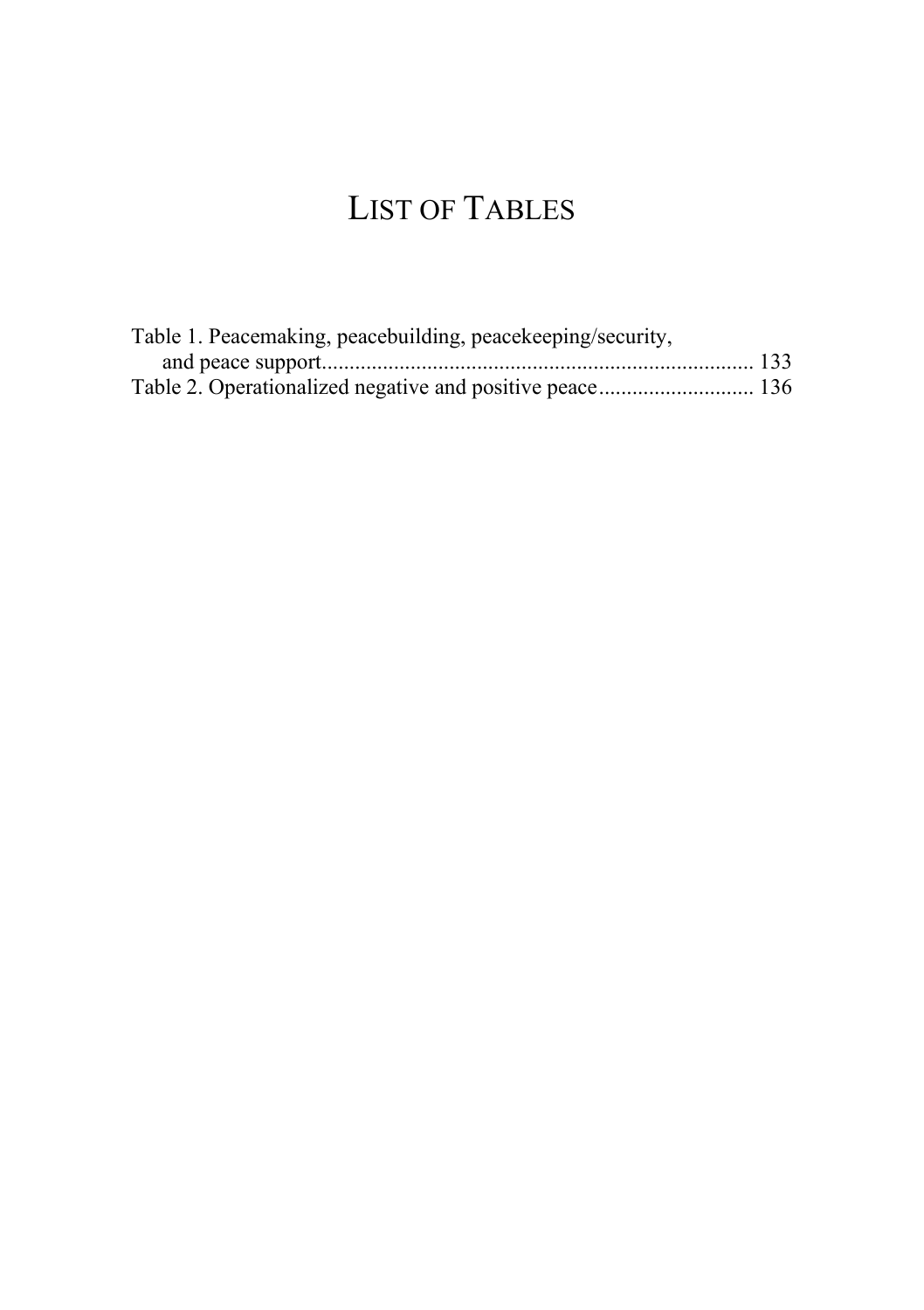# LIST OF TABLES

Table 1. Peacemaking, peacebuilding, peacekeeping/security, and peace support.............................................................................. 133

Table 2. Operationalized negative and positive peace............................ 136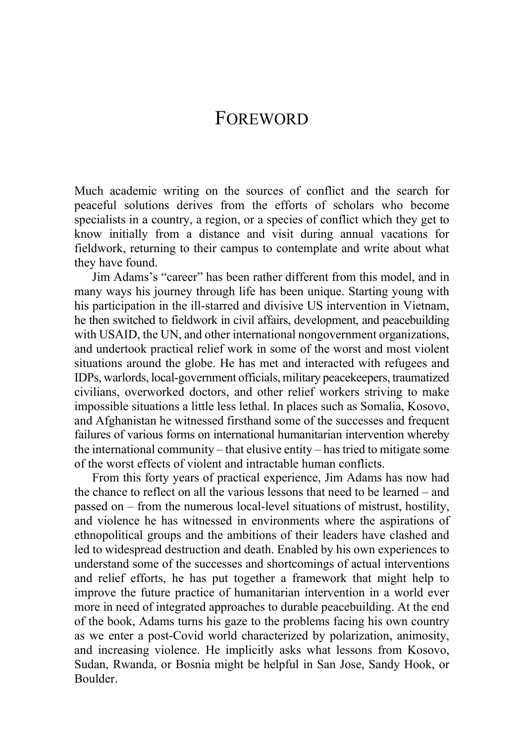# Foreword

Much academic writing on the sources of conflict and the search for peaceful solutions derives from the efforts of scholars who become specialists in a country, a region, or a species of conflict which they get to know initially from a distance and visit during annual vacations for fieldwork, returning to their campus to contemplate and write about what they have found.

Jim Adams's "career" has been rather different from this model, and in many ways his journey through life has been unique. Starting young with his participation in the ill-starred and divisive US intervention in Vietnam, he then switched to fieldwork in civil affairs, development, and peacebuilding with USAID, the UN, and other international nongovernment organizations, and undertook practical relief work in some of the worst and most violent situations around the globe. He has met and interacted with refugees and IDPs, warlords, local-government officials, military peacekeepers, traumatized civilians, overworked doctors, and other relief workers striving to make impossible situations a little less lethal. In places such as Somalia, Kosovo, and Afghanistan he witnessed firsthand some of the successes and frequent failures of various forms on international humanitarian intervention whereby the international community – that elusive entity – has tried to mitigate some of the worst effects of violent and intractable human conflicts.

From this forty years of practical experience, Jim Adams has now had the chance to reflect on all the various lessons that need to be learned – and passed on – from the numerous local-level situations of mistrust, hostility, and violence he has witnessed in environments where the aspirations of ethnopolitical groups and the ambitions of their leaders have clashed and led to widespread destruction and death. Enabled by his own experiences to understand some of the successes and shortcomings of actual interventions and relief efforts, he has put together a framework that might help to improve the future practice of humanitarian intervention in a world ever more in need of integrated approaches to durable peacebuilding. At the end of the book, Adams turns his gaze to the problems facing his own country as we enter a post-Covid world characterized by polarization, animosity, and increasing violence. He implicitly asks what lessons from Kosovo, Sudan, Rwanda, or Bosnia might be helpful in San Jose, Sandy Hook, or Boulder.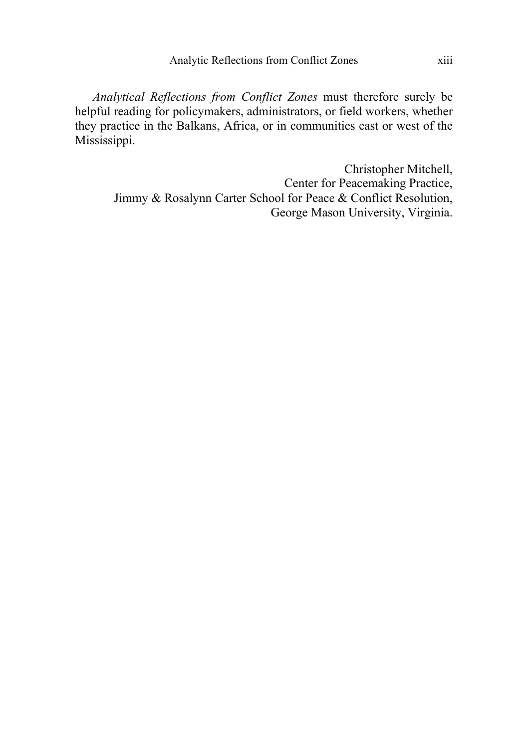*Analytical Reflections from Conflict Zones* must therefore surely be helpful reading for policymakers, administrators, or field workers, whether they practice in the Balkans, Africa, or in communities east or west of the Mississippi.

Christopher Mitchell,
Center for Peacemaking Practice,
Jimmy & Rosalynn Carter School for Peace & Conflict Resolution,
George Mason University, Virginia.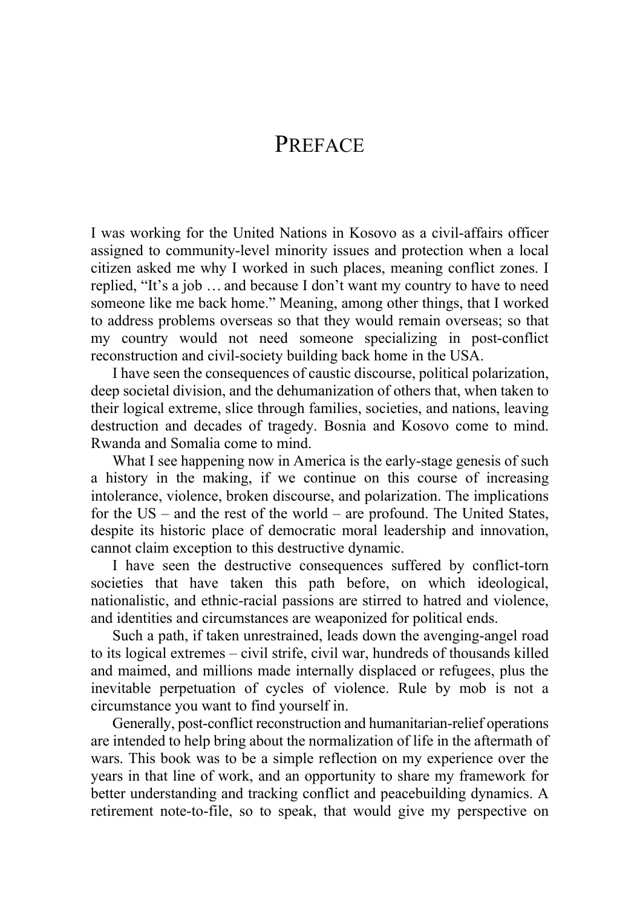# Preface

I was working for the United Nations in Kosovo as a civil-affairs officer assigned to community-level minority issues and protection when a local citizen asked me why I worked in such places, meaning conflict zones. I replied, "It's a job … and because I don't want my country to have to need someone like me back home." Meaning, among other things, that I worked to address problems overseas so that they would remain overseas; so that my country would not need someone specializing in post-conflict reconstruction and civil-society building back home in the USA.

I have seen the consequences of caustic discourse, political polarization, deep societal division, and the dehumanization of others that, when taken to their logical extreme, slice through families, societies, and nations, leaving destruction and decades of tragedy. Bosnia and Kosovo come to mind. Rwanda and Somalia come to mind.

What I see happening now in America is the early-stage genesis of such a history in the making, if we continue on this course of increasing intolerance, violence, broken discourse, and polarization. The implications for the US – and the rest of the world – are profound. The United States, despite its historic place of democratic moral leadership and innovation, cannot claim exception to this destructive dynamic.

I have seen the destructive consequences suffered by conflict-torn societies that have taken this path before, on which ideological, nationalistic, and ethnic-racial passions are stirred to hatred and violence, and identities and circumstances are weaponized for political ends.

Such a path, if taken unrestrained, leads down the avenging-angel road to its logical extremes – civil strife, civil war, hundreds of thousands killed and maimed, and millions made internally displaced or refugees, plus the inevitable perpetuation of cycles of violence. Rule by mob is not a circumstance you want to find yourself in.

Generally, post-conflict reconstruction and humanitarian-relief operations are intended to help bring about the normalization of life in the aftermath of wars. This book was to be a simple reflection on my experience over the years in that line of work, and an opportunity to share my framework for better understanding and tracking conflict and peacebuilding dynamics. A retirement note-to-file, so to speak, that would give my perspective on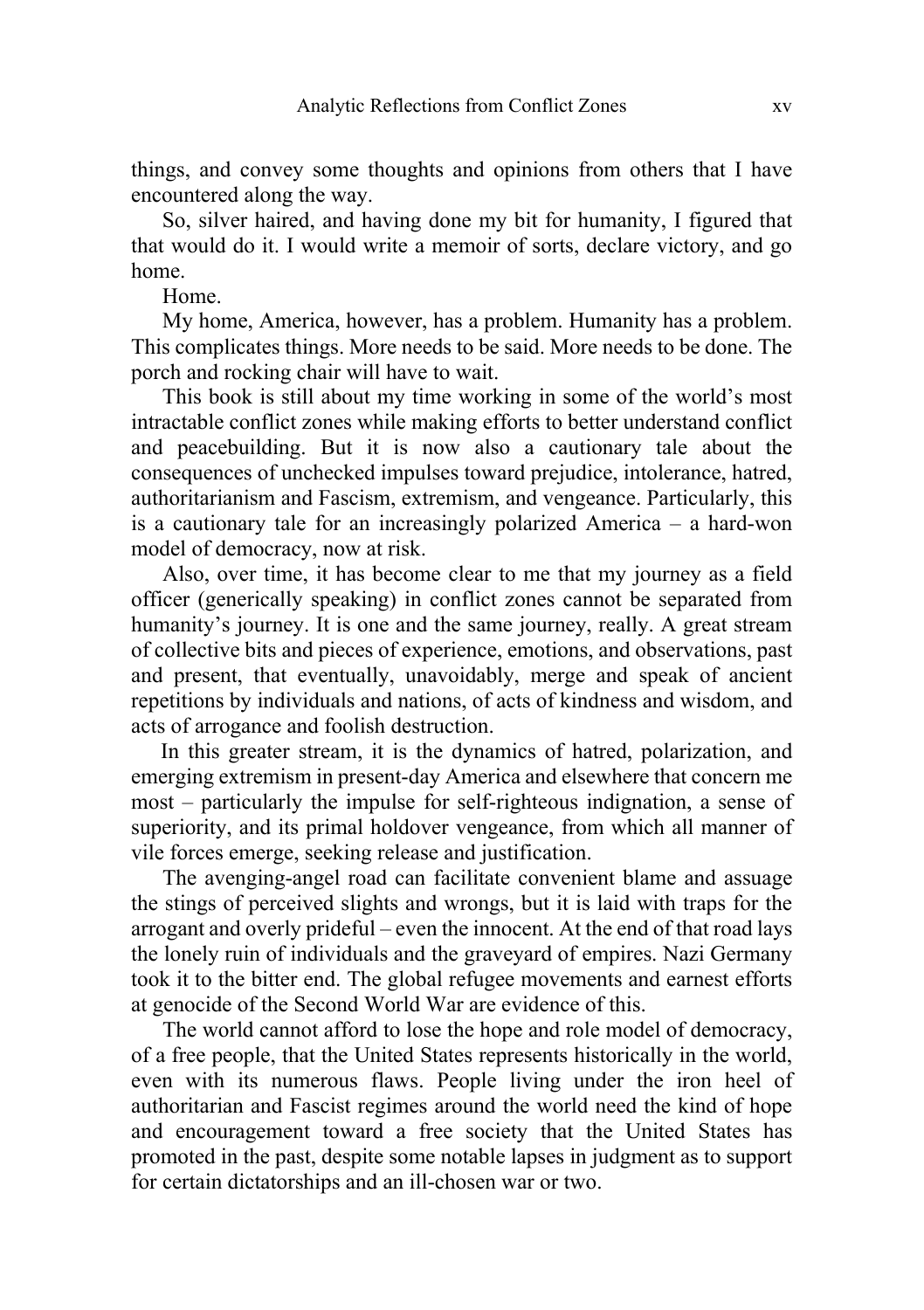things, and convey some thoughts and opinions from others that I have encountered along the way.

So, silver haired, and having done my bit for humanity, I figured that that would do it. I would write a memoir of sorts, declare victory, and go home.

Home.

My home, America, however, has a problem. Humanity has a problem. This complicates things. More needs to be said. More needs to be done. The porch and rocking chair will have to wait.

This book is still about my time working in some of the world's most intractable conflict zones while making efforts to better understand conflict and peacebuilding. But it is now also a cautionary tale about the consequences of unchecked impulses toward prejudice, intolerance, hatred, authoritarianism and Fascism, extremism, and vengeance. Particularly, this is a cautionary tale for an increasingly polarized America – a hard-won model of democracy, now at risk.

Also, over time, it has become clear to me that my journey as a field officer (generically speaking) in conflict zones cannot be separated from humanity's journey. It is one and the same journey, really. A great stream of collective bits and pieces of experience, emotions, and observations, past and present, that eventually, unavoidably, merge and speak of ancient repetitions by individuals and nations, of acts of kindness and wisdom, and acts of arrogance and foolish destruction.

In this greater stream, it is the dynamics of hatred, polarization, and emerging extremism in present-day America and elsewhere that concern me most – particularly the impulse for self-righteous indignation, a sense of superiority, and its primal holdover vengeance, from which all manner of vile forces emerge, seeking release and justification.

The avenging-angel road can facilitate convenient blame and assuage the stings of perceived slights and wrongs, but it is laid with traps for the arrogant and overly prideful – even the innocent. At the end of that road lays the lonely ruin of individuals and the graveyard of empires. Nazi Germany took it to the bitter end. The global refugee movements and earnest efforts at genocide of the Second World War are evidence of this.

The world cannot afford to lose the hope and role model of democracy, of a free people, that the United States represents historically in the world, even with its numerous flaws. People living under the iron heel of authoritarian and Fascist regimes around the world need the kind of hope and encouragement toward a free society that the United States has promoted in the past, despite some notable lapses in judgment as to support for certain dictatorships and an ill-chosen war or two.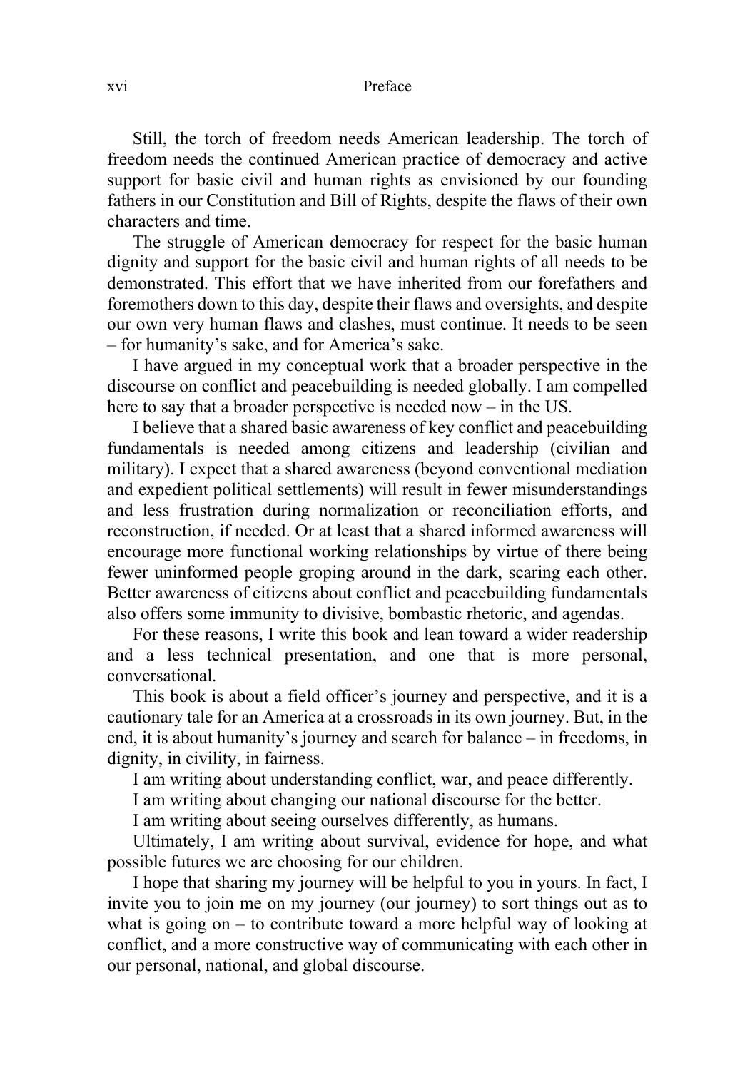Still, the torch of freedom needs American leadership. The torch of freedom needs the continued American practice of democracy and active support for basic civil and human rights as envisioned by our founding fathers in our Constitution and Bill of Rights, despite the flaws of their own characters and time.

The struggle of American democracy for respect for the basic human dignity and support for the basic civil and human rights of all needs to be demonstrated. This effort that we have inherited from our forefathers and foremothers down to this day, despite their flaws and oversights, and despite our own very human flaws and clashes, must continue. It needs to be seen – for humanity's sake, and for America's sake.

I have argued in my conceptual work that a broader perspective in the discourse on conflict and peacebuilding is needed globally. I am compelled here to say that a broader perspective is needed now – in the US.

I believe that a shared basic awareness of key conflict and peacebuilding fundamentals is needed among citizens and leadership (civilian and military). I expect that a shared awareness (beyond conventional mediation and expedient political settlements) will result in fewer misunderstandings and less frustration during normalization or reconciliation efforts, and reconstruction, if needed. Or at least that a shared informed awareness will encourage more functional working relationships by virtue of there being fewer uninformed people groping around in the dark, scaring each other. Better awareness of citizens about conflict and peacebuilding fundamentals also offers some immunity to divisive, bombastic rhetoric, and agendas.

For these reasons, I write this book and lean toward a wider readership and a less technical presentation, and one that is more personal, conversational.

This book is about a field officer's journey and perspective, and it is a cautionary tale for an America at a crossroads in its own journey. But, in the end, it is about humanity's journey and search for balance – in freedoms, in dignity, in civility, in fairness.

I am writing about understanding conflict, war, and peace differently.

I am writing about changing our national discourse for the better.

I am writing about seeing ourselves differently, as humans.

Ultimately, I am writing about survival, evidence for hope, and what possible futures we are choosing for our children.

I hope that sharing my journey will be helpful to you in yours. In fact, I invite you to join me on my journey (our journey) to sort things out as to what is going on – to contribute toward a more helpful way of looking at conflict, and a more constructive way of communicating with each other in our personal, national, and global discourse.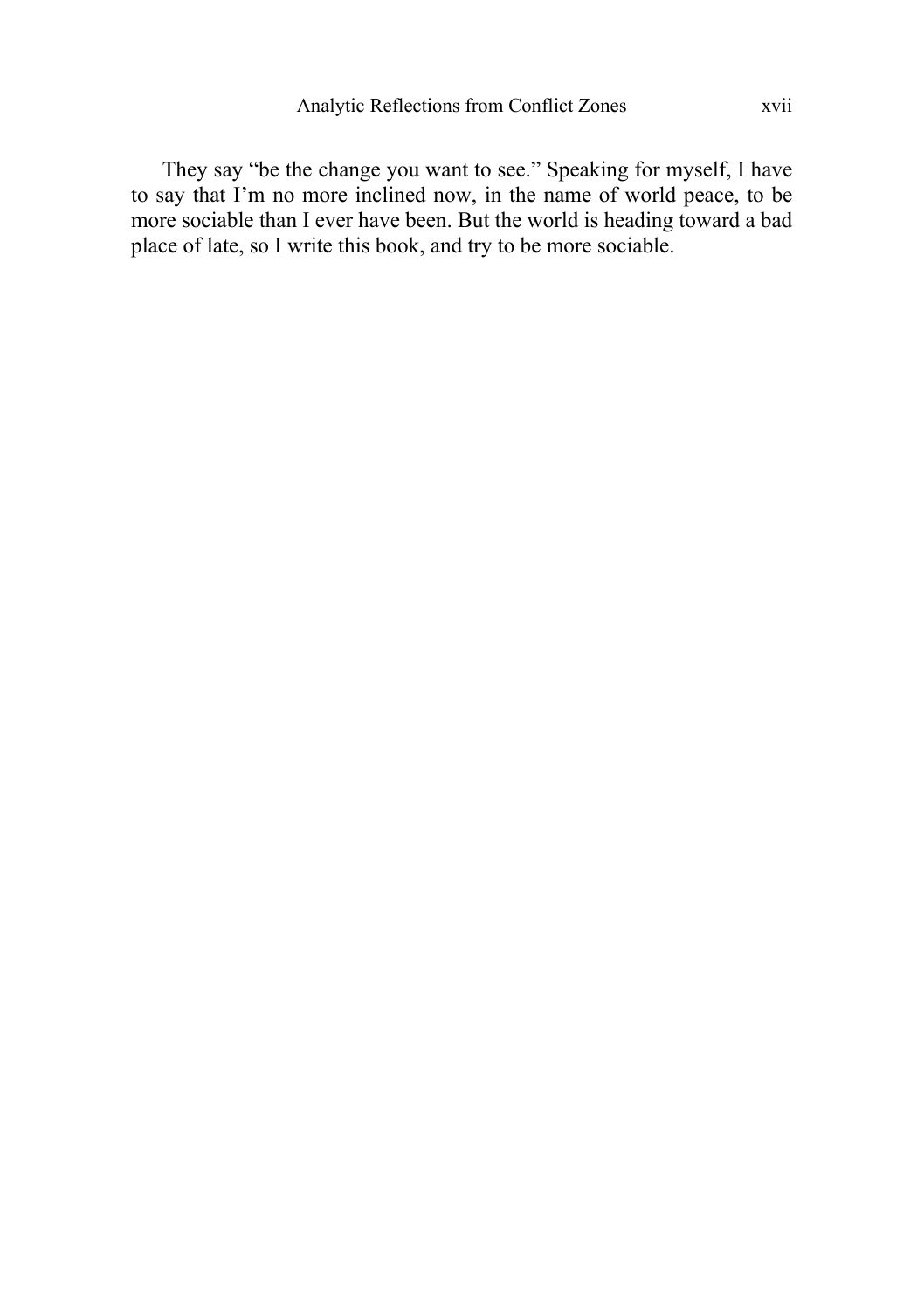They say "be the change you want to see." Speaking for myself, I have to say that I'm no more inclined now, in the name of world peace, to be more sociable than I ever have been. But the world is heading toward a bad place of late, so I write this book, and try to be more sociable.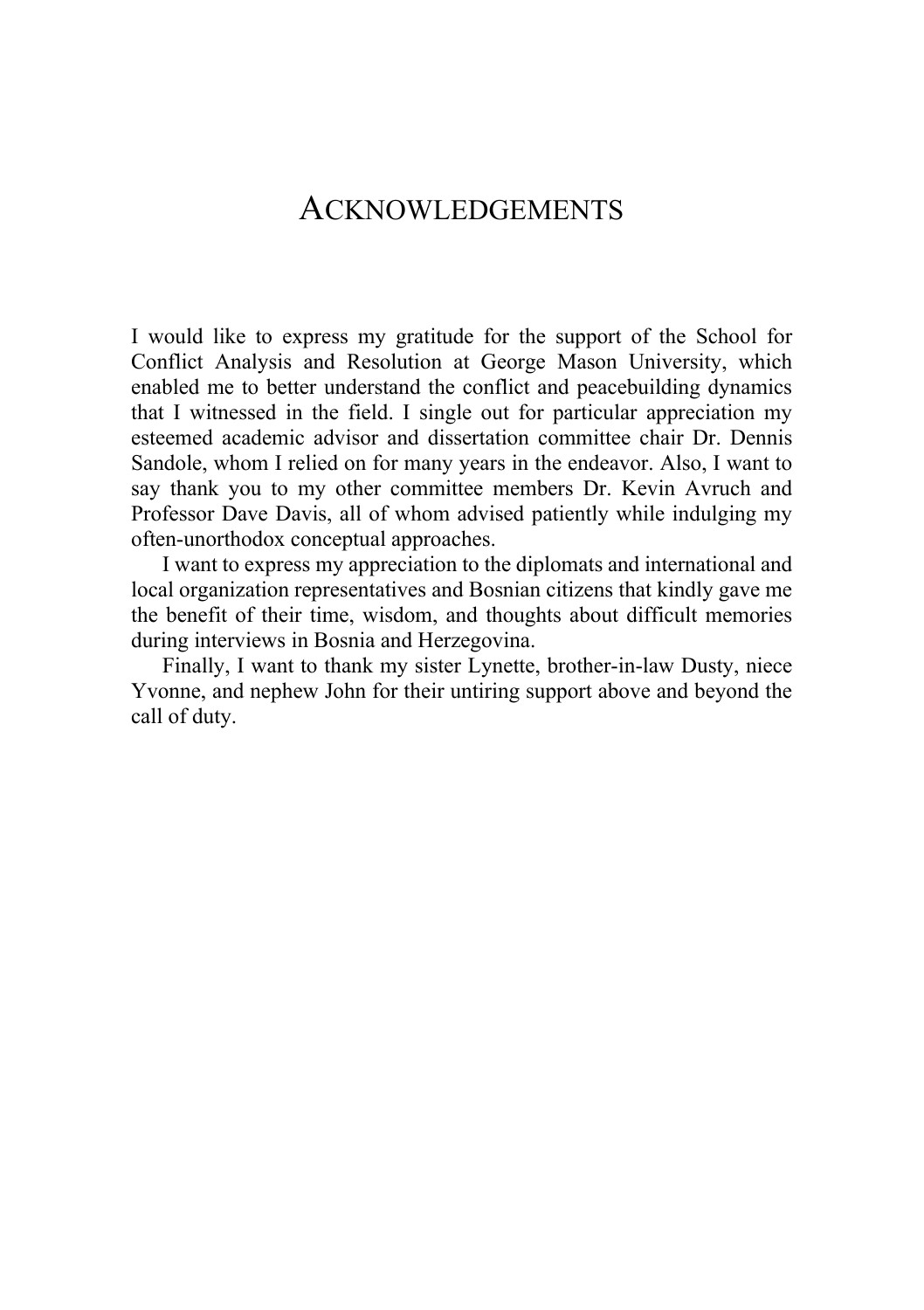# ACKNOWLEDGEMENTS

I would like to express my gratitude for the support of the School for Conflict Analysis and Resolution at George Mason University, which enabled me to better understand the conflict and peacebuilding dynamics that I witnessed in the field. I single out for particular appreciation my esteemed academic advisor and dissertation committee chair Dr. Dennis Sandole, whom I relied on for many years in the endeavor. Also, I want to say thank you to my other committee members Dr. Kevin Avruch and Professor Dave Davis, all of whom advised patiently while indulging my often-unorthodox conceptual approaches.

I want to express my appreciation to the diplomats and international and local organization representatives and Bosnian citizens that kindly gave me the benefit of their time, wisdom, and thoughts about difficult memories during interviews in Bosnia and Herzegovina.

Finally, I want to thank my sister Lynette, brother-in-law Dusty, niece Yvonne, and nephew John for their untiring support above and beyond the call of duty.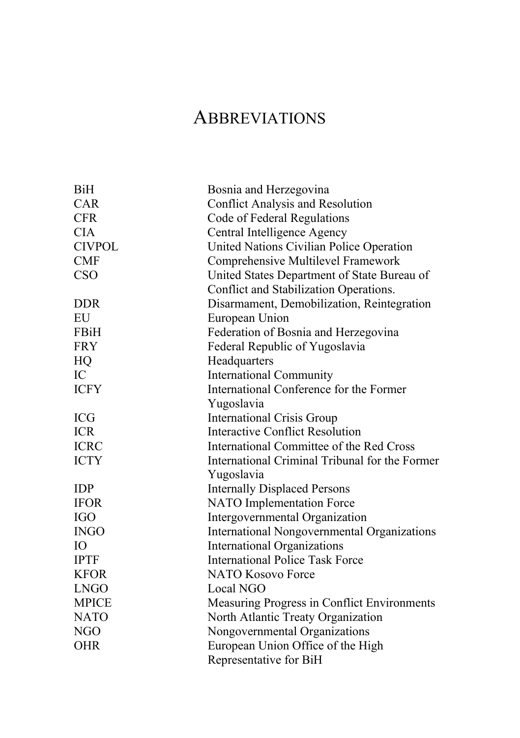# ABBREVIATIONS

| | |
|---|---|
| BiH | Bosnia and Herzegovina |
| CAR | Conflict Analysis and Resolution |
| CFR | Code of Federal Regulations |
| CIA | Central Intelligence Agency |
| CIVPOL | United Nations Civilian Police Operation |
| CMF | Comprehensive Multilevel Framework |
| CSO | United States Department of State Bureau of Conflict and Stabilization Operations. |
| DDR | Disarmament, Demobilization, Reintegration |
| EU | European Union |
| FBiH | Federation of Bosnia and Herzegovina |
| FRY | Federal Republic of Yugoslavia |
| HQ | Headquarters |
| IC | International Community |
| ICFY | International Conference for the Former Yugoslavia |
| ICG | International Crisis Group |
| ICR | Interactive Conflict Resolution |
| ICRC | International Committee of the Red Cross |
| ICTY | International Criminal Tribunal for the Former Yugoslavia |
| IDP | Internally Displaced Persons |
| IFOR | NATO Implementation Force |
| IGO | Intergovernmental Organization |
| INGO | International Nongovernmental Organizations |
| IO | International Organizations |
| IPTF | International Police Task Force |
| KFOR | NATO Kosovo Force |
| LNGO | Local NGO |
| MPICE | Measuring Progress in Conflict Environments |
| NATO | North Atlantic Treaty Organization |
| NGO | Nongovernmental Organizations |
| OHR | European Union Office of the High Representative for BiH |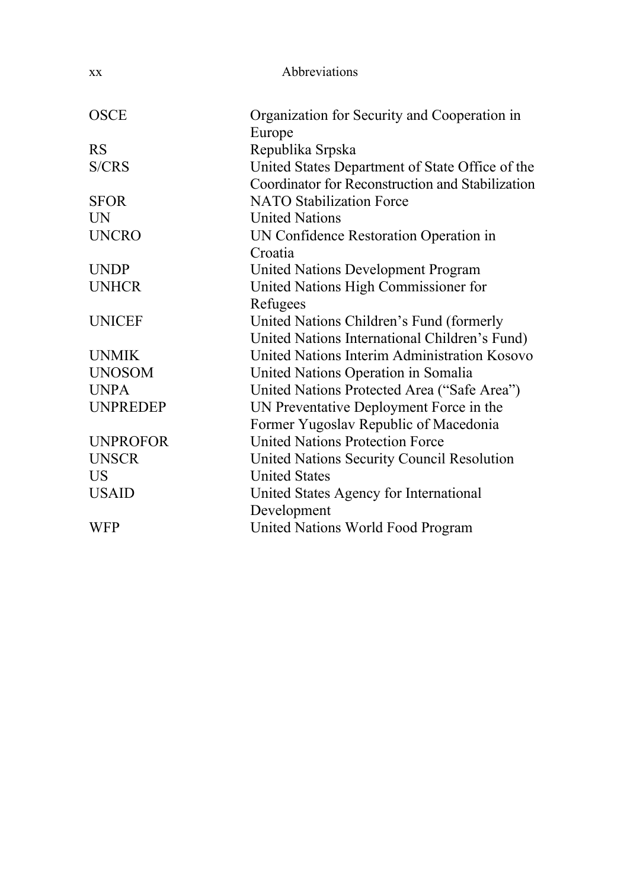| | |
|---|---|
| OSCE | Organization for Security and Cooperation in Europe |
| RS | Republika Srpska |
| S/CRS | United States Department of State Office of the Coordinator for Reconstruction and Stabilization |
| SFOR | NATO Stabilization Force |
| UN | United Nations |
| UNCRO | UN Confidence Restoration Operation in Croatia |
| UNDP | United Nations Development Program |
| UNHCR | United Nations High Commissioner for Refugees |
| UNICEF | United Nations Children's Fund (formerly United Nations International Children's Fund) |
| UNMIK | United Nations Interim Administration Kosovo |
| UNOSOM | United Nations Operation in Somalia |
| UNPA | United Nations Protected Area ("Safe Area") |
| UNPREDEP | UN Preventative Deployment Force in the Former Yugoslav Republic of Macedonia |
| UNPROFOR | United Nations Protection Force |
| UNSCR | United Nations Security Council Resolution |
| US | United States |
| USAID | United States Agency for International Development |
| WFP | United Nations World Food Program |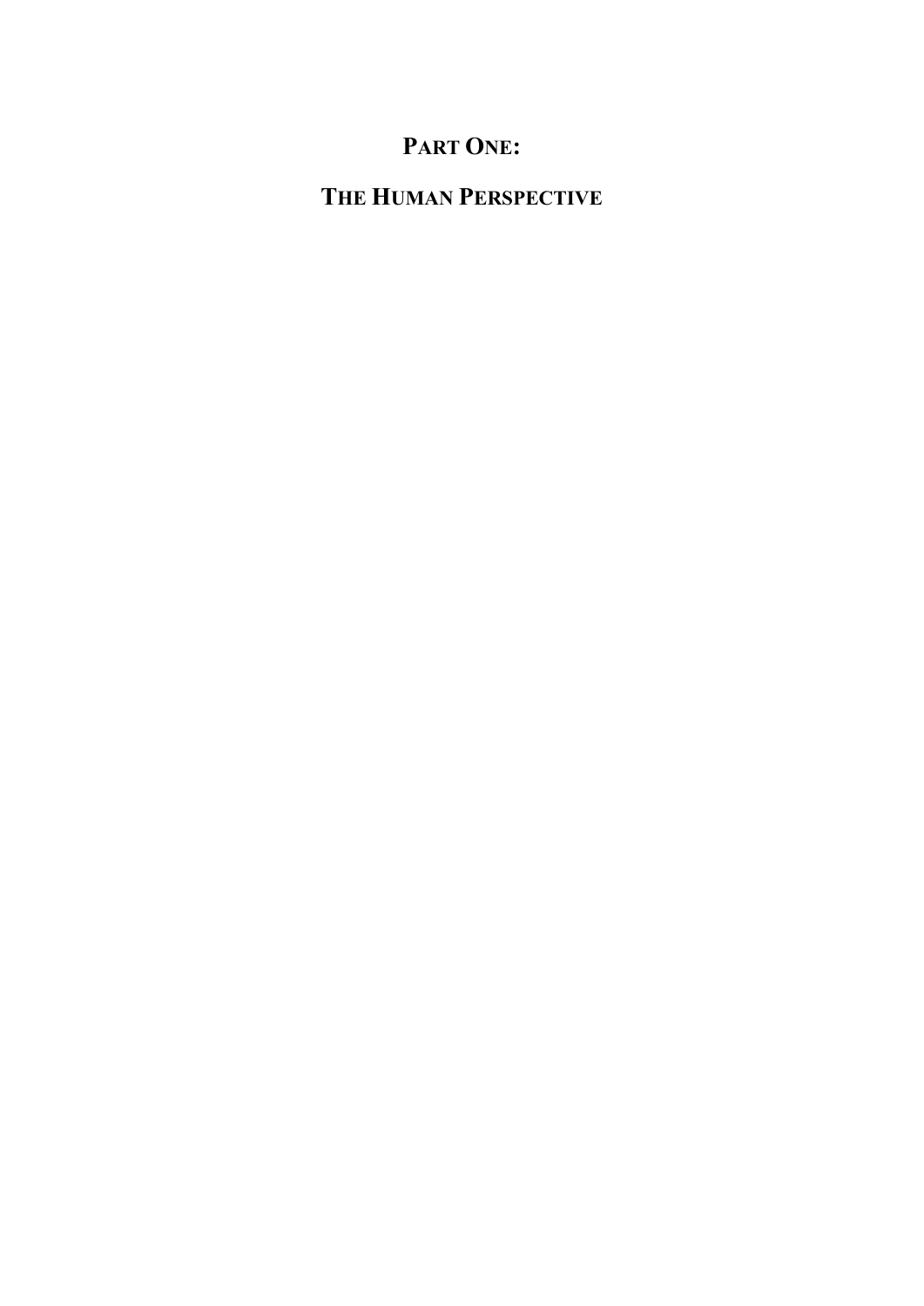# PART ONE:

# THE HUMAN PERSPECTIVE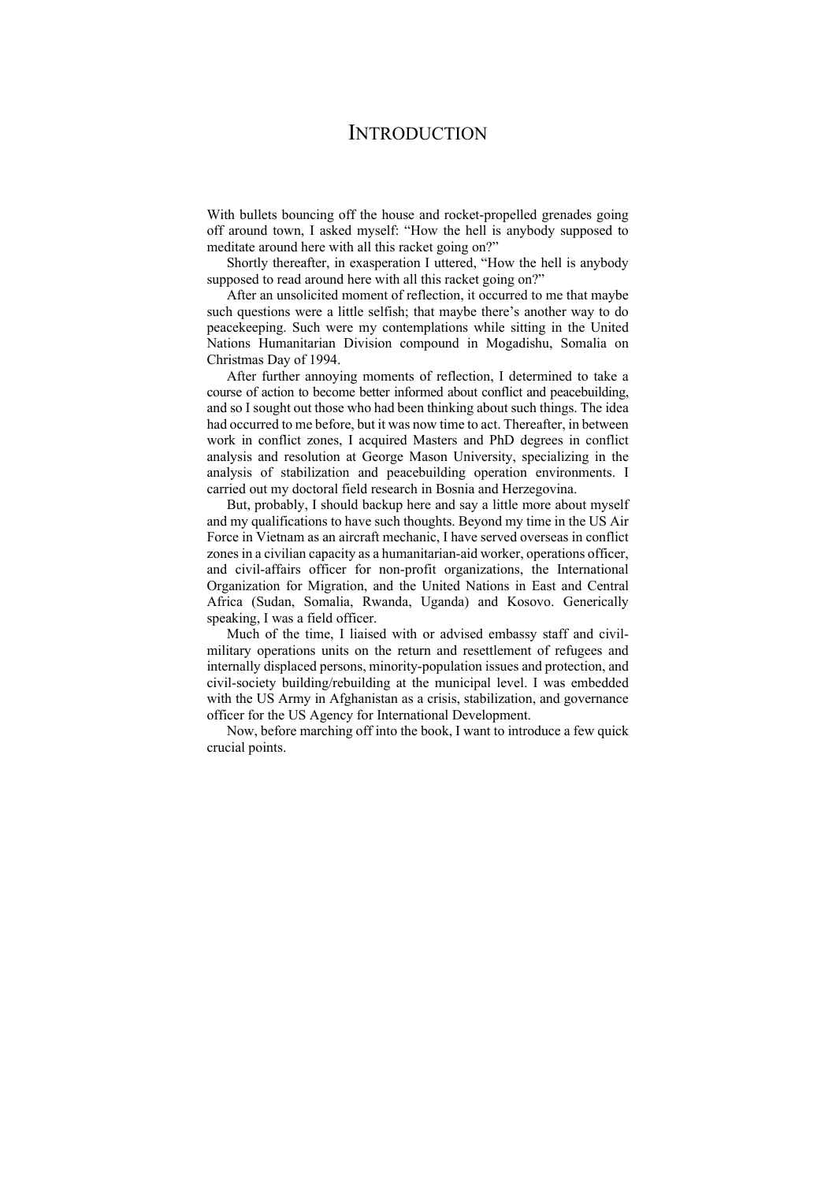# Introduction

With bullets bouncing off the house and rocket-propelled grenades going off around town, I asked myself: "How the hell is anybody supposed to meditate around here with all this racket going on?"

Shortly thereafter, in exasperation I uttered, "How the hell is anybody supposed to read around here with all this racket going on?"

After an unsolicited moment of reflection, it occurred to me that maybe such questions were a little selfish; that maybe there's another way to do peacekeeping. Such were my contemplations while sitting in the United Nations Humanitarian Division compound in Mogadishu, Somalia on Christmas Day of 1994.

After further annoying moments of reflection, I determined to take a course of action to become better informed about conflict and peacebuilding, and so I sought out those who had been thinking about such things. The idea had occurred to me before, but it was now time to act. Thereafter, in between work in conflict zones, I acquired Masters and PhD degrees in conflict analysis and resolution at George Mason University, specializing in the analysis of stabilization and peacebuilding operation environments. I carried out my doctoral field research in Bosnia and Herzegovina.

But, probably, I should backup here and say a little more about myself and my qualifications to have such thoughts. Beyond my time in the US Air Force in Vietnam as an aircraft mechanic, I have served overseas in conflict zones in a civilian capacity as a humanitarian-aid worker, operations officer, and civil-affairs officer for non-profit organizations, the International Organization for Migration, and the United Nations in East and Central Africa (Sudan, Somalia, Rwanda, Uganda) and Kosovo. Generically speaking, I was a field officer.

Much of the time, I liaised with or advised embassy staff and civil-military operations units on the return and resettlement of refugees and internally displaced persons, minority-population issues and protection, and civil-society building/rebuilding at the municipal level. I was embedded with the US Army in Afghanistan as a crisis, stabilization, and governance officer for the US Agency for International Development.

Now, before marching off into the book, I want to introduce a few quick crucial points.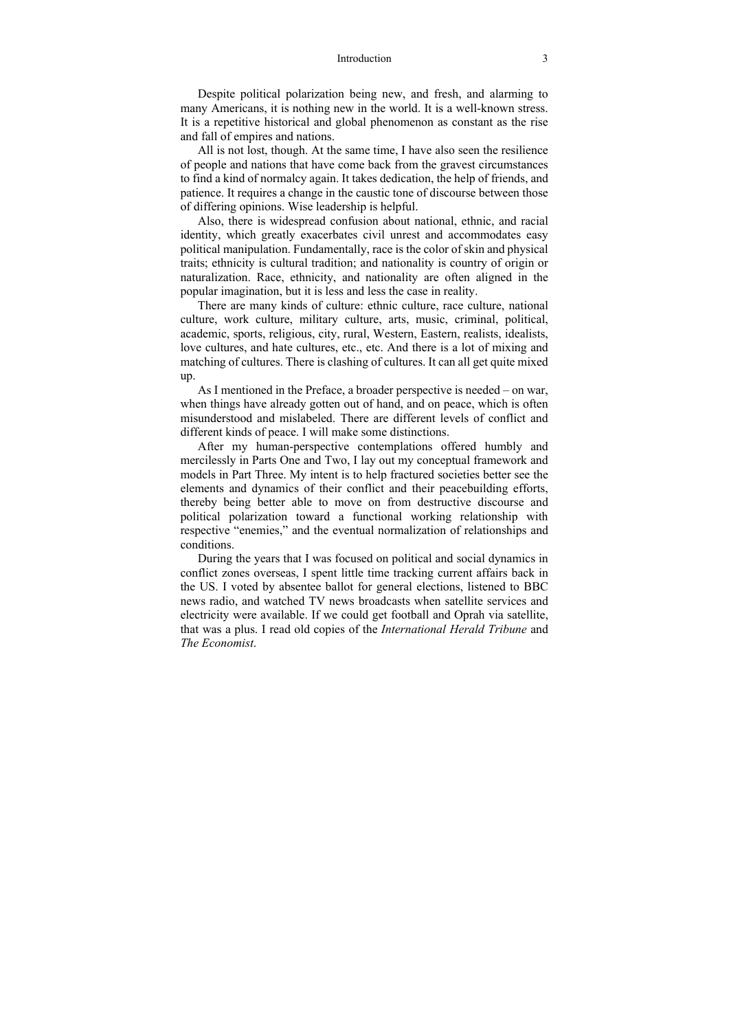Despite political polarization being new, and fresh, and alarming to many Americans, it is nothing new in the world. It is a well-known stress. It is a repetitive historical and global phenomenon as constant as the rise and fall of empires and nations.

All is not lost, though. At the same time, I have also seen the resilience of people and nations that have come back from the gravest circumstances to find a kind of normalcy again. It takes dedication, the help of friends, and patience. It requires a change in the caustic tone of discourse between those of differing opinions. Wise leadership is helpful.

Also, there is widespread confusion about national, ethnic, and racial identity, which greatly exacerbates civil unrest and accommodates easy political manipulation. Fundamentally, race is the color of skin and physical traits; ethnicity is cultural tradition; and nationality is country of origin or naturalization. Race, ethnicity, and nationality are often aligned in the popular imagination, but it is less and less the case in reality.

There are many kinds of culture: ethnic culture, race culture, national culture, work culture, military culture, arts, music, criminal, political, academic, sports, religious, city, rural, Western, Eastern, realists, idealists, love cultures, and hate cultures, etc., etc. And there is a lot of mixing and matching of cultures. There is clashing of cultures. It can all get quite mixed up.

As I mentioned in the Preface, a broader perspective is needed – on war, when things have already gotten out of hand, and on peace, which is often misunderstood and mislabeled. There are different levels of conflict and different kinds of peace. I will make some distinctions.

After my human-perspective contemplations offered humbly and mercilessly in Parts One and Two, I lay out my conceptual framework and models in Part Three. My intent is to help fractured societies better see the elements and dynamics of their conflict and their peacebuilding efforts, thereby being better able to move on from destructive discourse and political polarization toward a functional working relationship with respective "enemies," and the eventual normalization of relationships and conditions.

During the years that I was focused on political and social dynamics in conflict zones overseas, I spent little time tracking current affairs back in the US. I voted by absentee ballot for general elections, listened to BBC news radio, and watched TV news broadcasts when satellite services and electricity were available. If we could get football and Oprah via satellite, that was a plus. I read old copies of the *International Herald Tribune* and *The Economist*.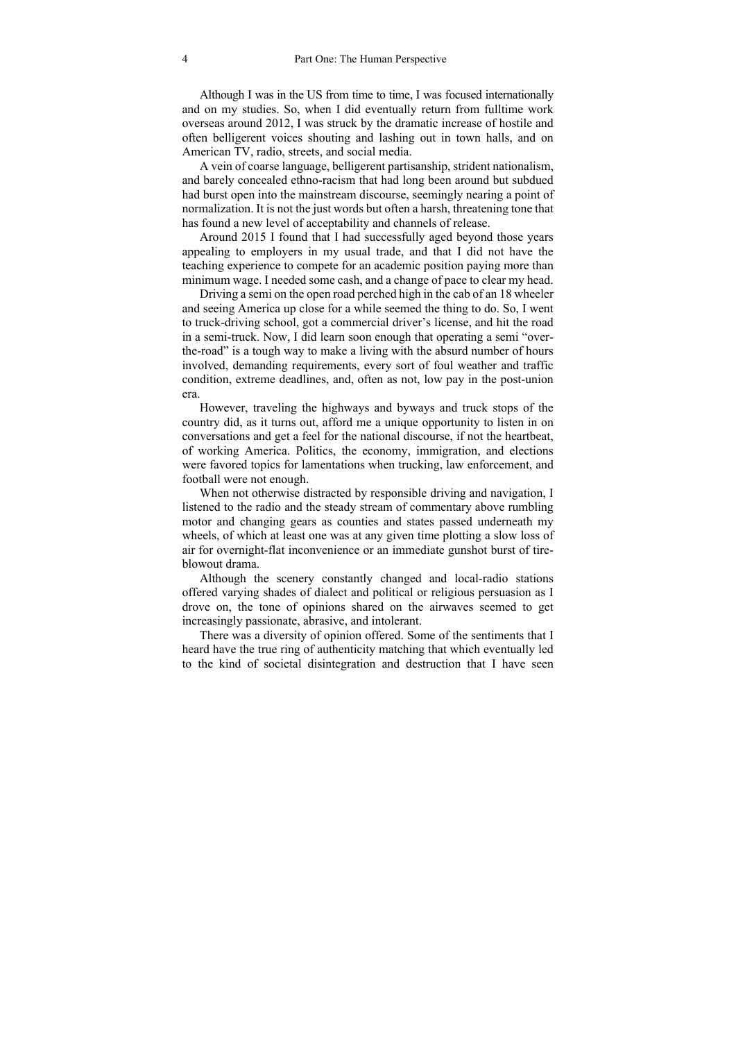Although I was in the US from time to time, I was focused internationally and on my studies. So, when I did eventually return from fulltime work overseas around 2012, I was struck by the dramatic increase of hostile and often belligerent voices shouting and lashing out in town halls, and on American TV, radio, streets, and social media.

A vein of coarse language, belligerent partisanship, strident nationalism, and barely concealed ethno-racism that had long been around but subdued had burst open into the mainstream discourse, seemingly nearing a point of normalization. It is not the just words but often a harsh, threatening tone that has found a new level of acceptability and channels of release.

Around 2015 I found that I had successfully aged beyond those years appealing to employers in my usual trade, and that I did not have the teaching experience to compete for an academic position paying more than minimum wage. I needed some cash, and a change of pace to clear my head.

Driving a semi on the open road perched high in the cab of an 18 wheeler and seeing America up close for a while seemed the thing to do. So, I went to truck-driving school, got a commercial driver's license, and hit the road in a semi-truck. Now, I did learn soon enough that operating a semi "over-the-road" is a tough way to make a living with the absurd number of hours involved, demanding requirements, every sort of foul weather and traffic condition, extreme deadlines, and, often as not, low pay in the post-union era.

However, traveling the highways and byways and truck stops of the country did, as it turns out, afford me a unique opportunity to listen in on conversations and get a feel for the national discourse, if not the heartbeat, of working America. Politics, the economy, immigration, and elections were favored topics for lamentations when trucking, law enforcement, and football were not enough.

When not otherwise distracted by responsible driving and navigation, I listened to the radio and the steady stream of commentary above rumbling motor and changing gears as counties and states passed underneath my wheels, of which at least one was at any given time plotting a slow loss of air for overnight-flat inconvenience or an immediate gunshot burst of tire-blowout drama.

Although the scenery constantly changed and local-radio stations offered varying shades of dialect and political or religious persuasion as I drove on, the tone of opinions shared on the airwaves seemed to get increasingly passionate, abrasive, and intolerant.

There was a diversity of opinion offered. Some of the sentiments that I heard have the true ring of authenticity matching that which eventually led to the kind of societal disintegration and destruction that I have seen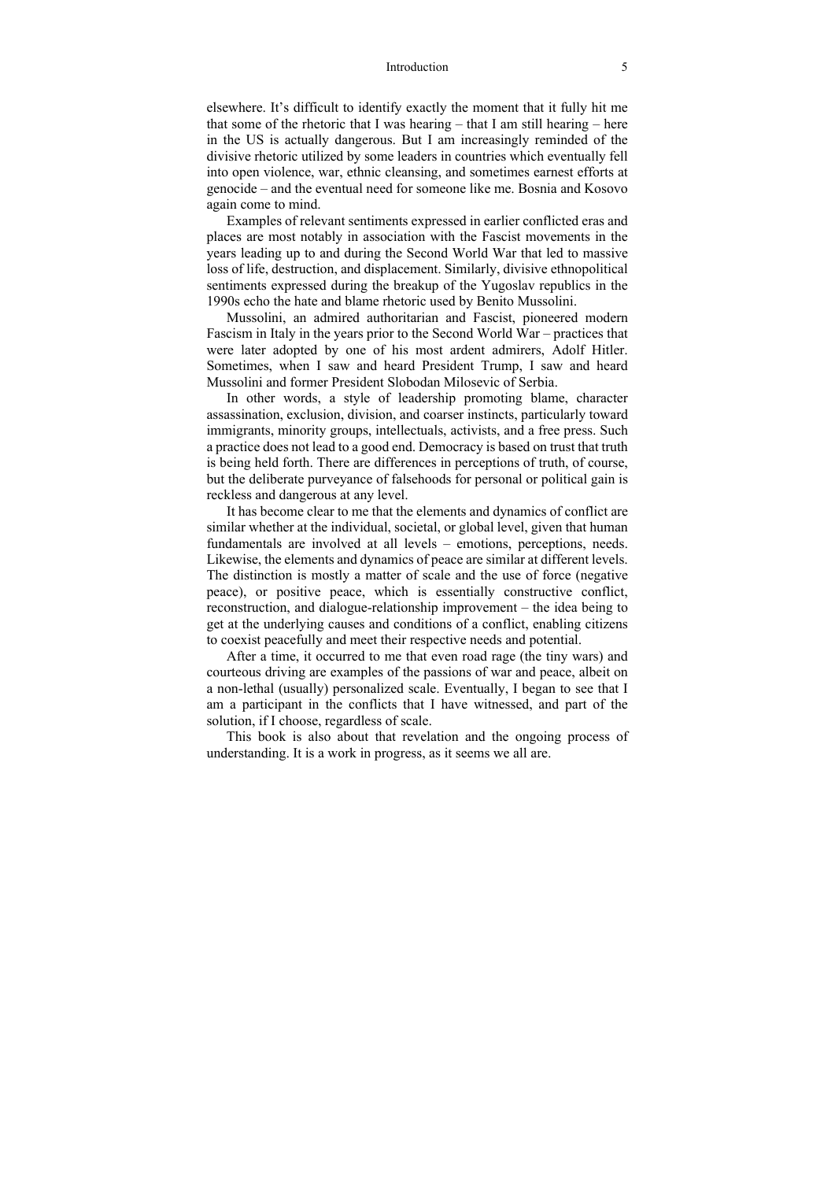elsewhere. It's difficult to identify exactly the moment that it fully hit me that some of the rhetoric that I was hearing – that I am still hearing – here in the US is actually dangerous. But I am increasingly reminded of the divisive rhetoric utilized by some leaders in countries which eventually fell into open violence, war, ethnic cleansing, and sometimes earnest efforts at genocide – and the eventual need for someone like me. Bosnia and Kosovo again come to mind.

Examples of relevant sentiments expressed in earlier conflicted eras and places are most notably in association with the Fascist movements in the years leading up to and during the Second World War that led to massive loss of life, destruction, and displacement. Similarly, divisive ethnopolitical sentiments expressed during the breakup of the Yugoslav republics in the 1990s echo the hate and blame rhetoric used by Benito Mussolini.

Mussolini, an admired authoritarian and Fascist, pioneered modern Fascism in Italy in the years prior to the Second World War – practices that were later adopted by one of his most ardent admirers, Adolf Hitler. Sometimes, when I saw and heard President Trump, I saw and heard Mussolini and former President Slobodan Milosevic of Serbia.

In other words, a style of leadership promoting blame, character assassination, exclusion, division, and coarser instincts, particularly toward immigrants, minority groups, intellectuals, activists, and a free press. Such a practice does not lead to a good end. Democracy is based on trust that truth is being held forth. There are differences in perceptions of truth, of course, but the deliberate purveyance of falsehoods for personal or political gain is reckless and dangerous at any level.

It has become clear to me that the elements and dynamics of conflict are similar whether at the individual, societal, or global level, given that human fundamentals are involved at all levels – emotions, perceptions, needs. Likewise, the elements and dynamics of peace are similar at different levels. The distinction is mostly a matter of scale and the use of force (negative peace), or positive peace, which is essentially constructive conflict, reconstruction, and dialogue-relationship improvement – the idea being to get at the underlying causes and conditions of a conflict, enabling citizens to coexist peacefully and meet their respective needs and potential.

After a time, it occurred to me that even road rage (the tiny wars) and courteous driving are examples of the passions of war and peace, albeit on a non-lethal (usually) personalized scale. Eventually, I began to see that I am a participant in the conflicts that I have witnessed, and part of the solution, if I choose, regardless of scale.

This book is also about that revelation and the ongoing process of understanding. It is a work in progress, as it seems we all are.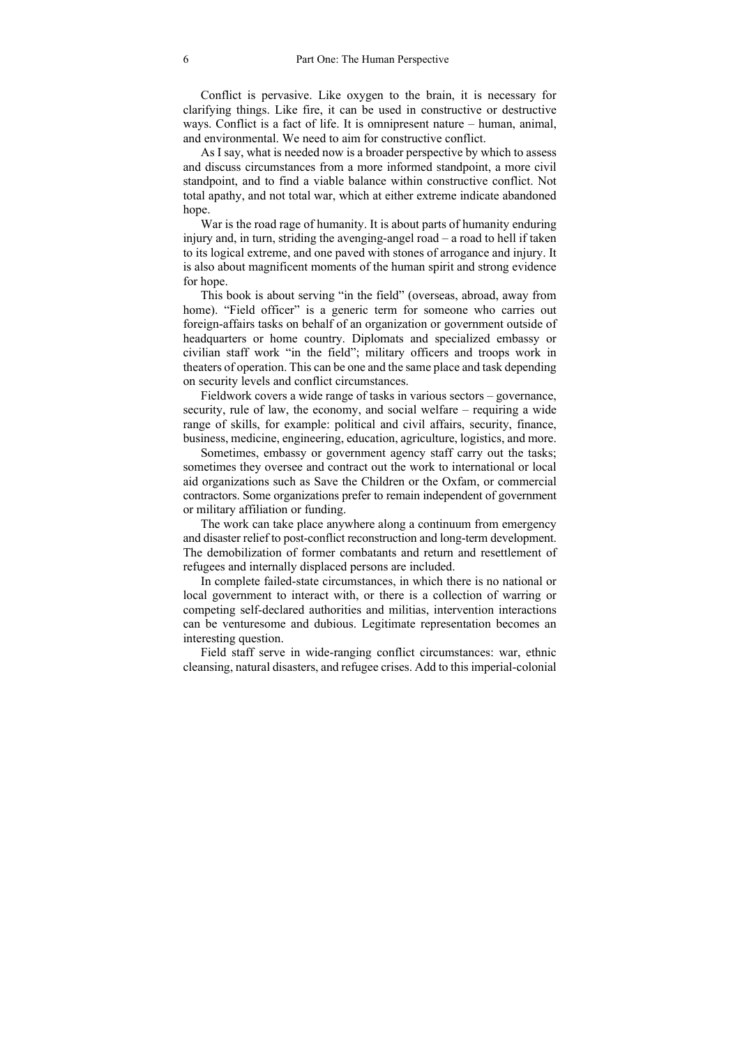Conflict is pervasive. Like oxygen to the brain, it is necessary for clarifying things. Like fire, it can be used in constructive or destructive ways. Conflict is a fact of life. It is omnipresent nature – human, animal, and environmental. We need to aim for constructive conflict.

As I say, what is needed now is a broader perspective by which to assess and discuss circumstances from a more informed standpoint, a more civil standpoint, and to find a viable balance within constructive conflict. Not total apathy, and not total war, which at either extreme indicate abandoned hope.

War is the road rage of humanity. It is about parts of humanity enduring injury and, in turn, striding the avenging-angel road – a road to hell if taken to its logical extreme, and one paved with stones of arrogance and injury. It is also about magnificent moments of the human spirit and strong evidence for hope.

This book is about serving "in the field" (overseas, abroad, away from home). "Field officer" is a generic term for someone who carries out foreign-affairs tasks on behalf of an organization or government outside of headquarters or home country. Diplomats and specialized embassy or civilian staff work "in the field"; military officers and troops work in theaters of operation. This can be one and the same place and task depending on security levels and conflict circumstances.

Fieldwork covers a wide range of tasks in various sectors – governance, security, rule of law, the economy, and social welfare – requiring a wide range of skills, for example: political and civil affairs, security, finance, business, medicine, engineering, education, agriculture, logistics, and more.

Sometimes, embassy or government agency staff carry out the tasks; sometimes they oversee and contract out the work to international or local aid organizations such as Save the Children or the Oxfam, or commercial contractors. Some organizations prefer to remain independent of government or military affiliation or funding.

The work can take place anywhere along a continuum from emergency and disaster relief to post-conflict reconstruction and long-term development. The demobilization of former combatants and return and resettlement of refugees and internally displaced persons are included.

In complete failed-state circumstances, in which there is no national or local government to interact with, or there is a collection of warring or competing self-declared authorities and militias, intervention interactions can be venturesome and dubious. Legitimate representation becomes an interesting question.

Field staff serve in wide-ranging conflict circumstances: war, ethnic cleansing, natural disasters, and refugee crises. Add to this imperial-colonial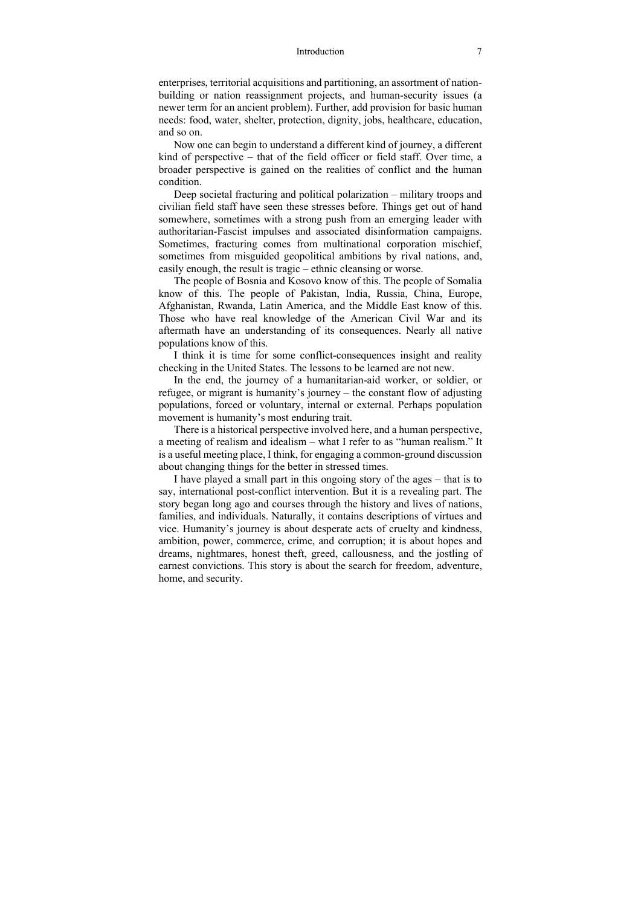enterprises, territorial acquisitions and partitioning, an assortment of nation-building or nation reassignment projects, and human-security issues (a newer term for an ancient problem). Further, add provision for basic human needs: food, water, shelter, protection, dignity, jobs, healthcare, education, and so on.

Now one can begin to understand a different kind of journey, a different kind of perspective – that of the field officer or field staff. Over time, a broader perspective is gained on the realities of conflict and the human condition.

Deep societal fracturing and political polarization – military troops and civilian field staff have seen these stresses before. Things get out of hand somewhere, sometimes with a strong push from an emerging leader with authoritarian-Fascist impulses and associated disinformation campaigns. Sometimes, fracturing comes from multinational corporation mischief, sometimes from misguided geopolitical ambitions by rival nations, and, easily enough, the result is tragic – ethnic cleansing or worse.

The people of Bosnia and Kosovo know of this. The people of Somalia know of this. The people of Pakistan, India, Russia, China, Europe, Afghanistan, Rwanda, Latin America, and the Middle East know of this. Those who have real knowledge of the American Civil War and its aftermath have an understanding of its consequences. Nearly all native populations know of this.

I think it is time for some conflict-consequences insight and reality checking in the United States. The lessons to be learned are not new.

In the end, the journey of a humanitarian-aid worker, or soldier, or refugee, or migrant is humanity's journey – the constant flow of adjusting populations, forced or voluntary, internal or external. Perhaps population movement is humanity's most enduring trait.

There is a historical perspective involved here, and a human perspective, a meeting of realism and idealism – what I refer to as "human realism." It is a useful meeting place, I think, for engaging a common-ground discussion about changing things for the better in stressed times.

I have played a small part in this ongoing story of the ages – that is to say, international post-conflict intervention. But it is a revealing part. The story began long ago and courses through the history and lives of nations, families, and individuals. Naturally, it contains descriptions of virtues and vice. Humanity's journey is about desperate acts of cruelty and kindness, ambition, power, commerce, crime, and corruption; it is about hopes and dreams, nightmares, honest theft, greed, callousness, and the jostling of earnest convictions. This story is about the search for freedom, adventure, home, and security.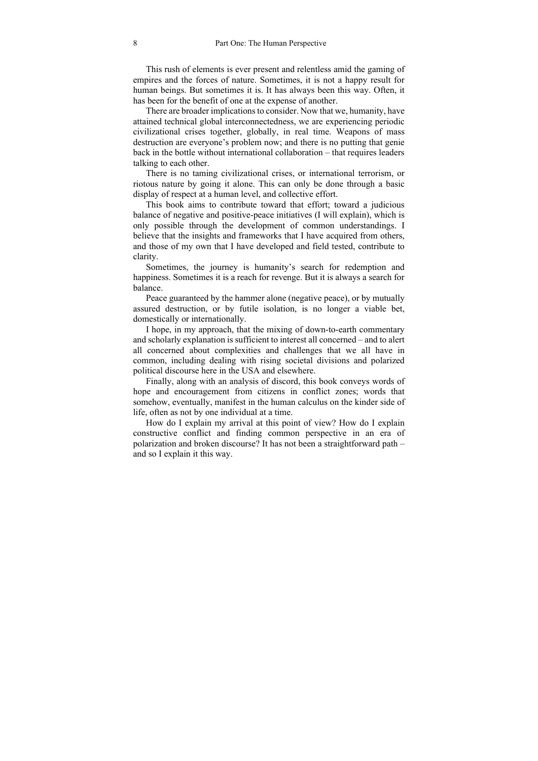This rush of elements is ever present and relentless amid the gaming of empires and the forces of nature. Sometimes, it is not a happy result for human beings. But sometimes it is. It has always been this way. Often, it has been for the benefit of one at the expense of another.

There are broader implications to consider. Now that we, humanity, have attained technical global interconnectedness, we are experiencing periodic civilizational crises together, globally, in real time. Weapons of mass destruction are everyone's problem now; and there is no putting that genie back in the bottle without international collaboration – that requires leaders talking to each other.

There is no taming civilizational crises, or international terrorism, or riotous nature by going it alone. This can only be done through a basic display of respect at a human level, and collective effort.

This book aims to contribute toward that effort; toward a judicious balance of negative and positive-peace initiatives (I will explain), which is only possible through the development of common understandings. I believe that the insights and frameworks that I have acquired from others, and those of my own that I have developed and field tested, contribute to clarity.

Sometimes, the journey is humanity's search for redemption and happiness. Sometimes it is a reach for revenge. But it is always a search for balance.

Peace guaranteed by the hammer alone (negative peace), or by mutually assured destruction, or by futile isolation, is no longer a viable bet, domestically or internationally.

I hope, in my approach, that the mixing of down-to-earth commentary and scholarly explanation is sufficient to interest all concerned – and to alert all concerned about complexities and challenges that we all have in common, including dealing with rising societal divisions and polarized political discourse here in the USA and elsewhere.

Finally, along with an analysis of discord, this book conveys words of hope and encouragement from citizens in conflict zones; words that somehow, eventually, manifest in the human calculus on the kinder side of life, often as not by one individual at a time.

How do I explain my arrival at this point of view? How do I explain constructive conflict and finding common perspective in an era of polarization and broken discourse? It has not been a straightforward path – and so I explain it this way.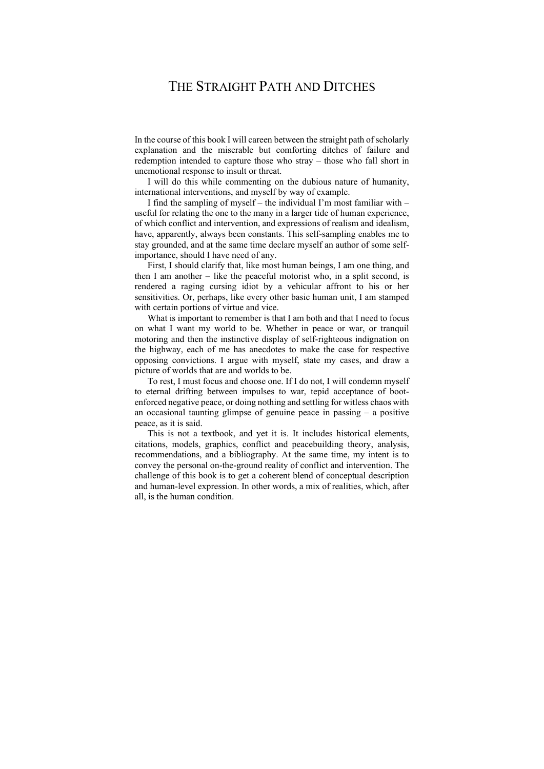# THE STRAIGHT PATH AND DITCHES

In the course of this book I will careen between the straight path of scholarly explanation and the miserable but comforting ditches of failure and redemption intended to capture those who stray – those who fall short in unemotional response to insult or threat.

I will do this while commenting on the dubious nature of humanity, international interventions, and myself by way of example.

I find the sampling of myself – the individual I'm most familiar with – useful for relating the one to the many in a larger tide of human experience, of which conflict and intervention, and expressions of realism and idealism, have, apparently, always been constants. This self-sampling enables me to stay grounded, and at the same time declare myself an author of some self-importance, should I have need of any.

First, I should clarify that, like most human beings, I am one thing, and then I am another – like the peaceful motorist who, in a split second, is rendered a raging cursing idiot by a vehicular affront to his or her sensitivities. Or, perhaps, like every other basic human unit, I am stamped with certain portions of virtue and vice.

What is important to remember is that I am both and that I need to focus on what I want my world to be. Whether in peace or war, or tranquil motoring and then the instinctive display of self-righteous indignation on the highway, each of me has anecdotes to make the case for respective opposing convictions. I argue with myself, state my cases, and draw a picture of worlds that are and worlds to be.

To rest, I must focus and choose one. If I do not, I will condemn myself to eternal drifting between impulses to war, tepid acceptance of boot-enforced negative peace, or doing nothing and settling for witless chaos with an occasional taunting glimpse of genuine peace in passing – a positive peace, as it is said.

This is not a textbook, and yet it is. It includes historical elements, citations, models, graphics, conflict and peacebuilding theory, analysis, recommendations, and a bibliography. At the same time, my intent is to convey the personal on-the-ground reality of conflict and intervention. The challenge of this book is to get a coherent blend of conceptual description and human-level expression. In other words, a mix of realities, which, after all, is the human condition.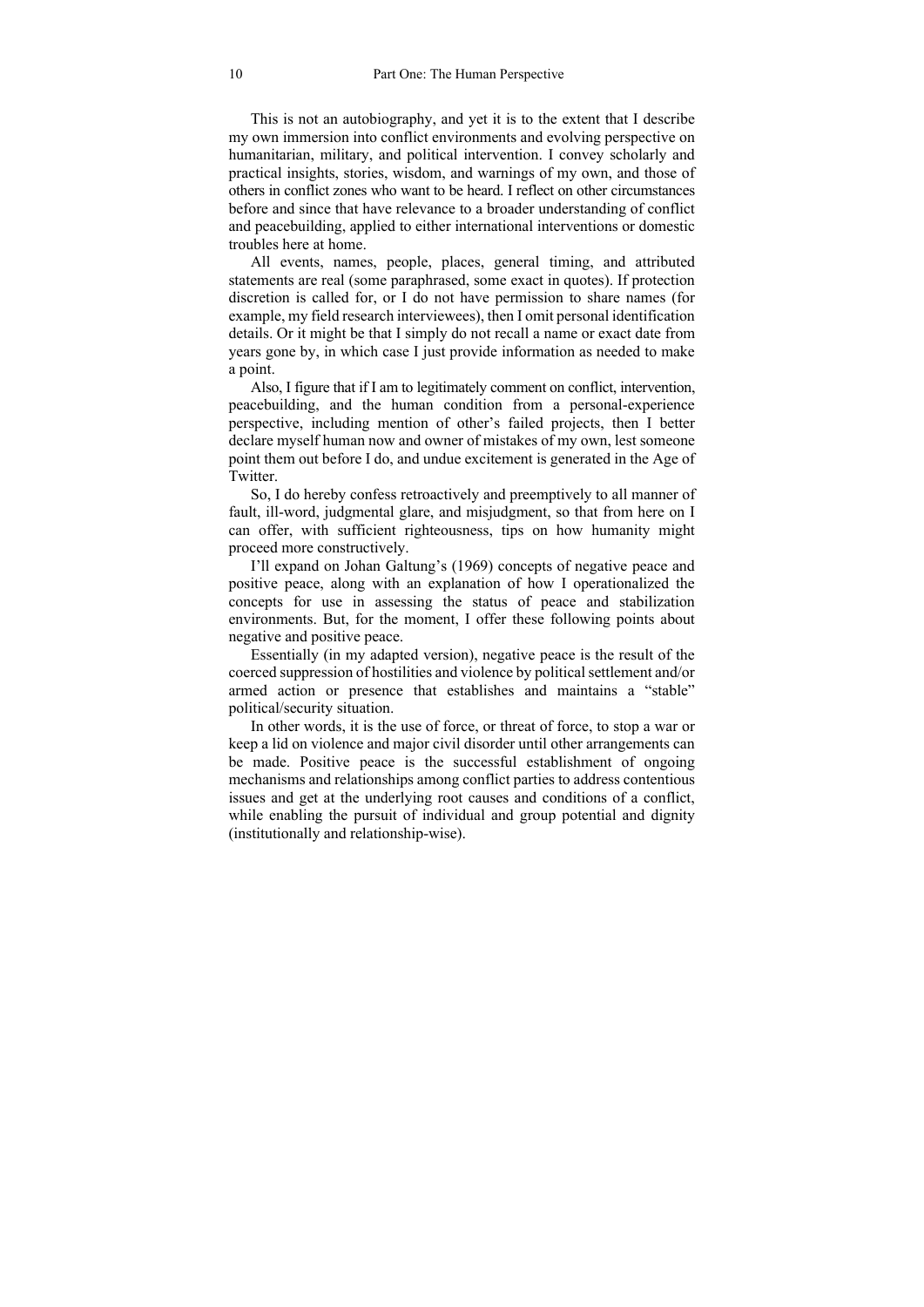This is not an autobiography, and yet it is to the extent that I describe my own immersion into conflict environments and evolving perspective on humanitarian, military, and political intervention. I convey scholarly and practical insights, stories, wisdom, and warnings of my own, and those of others in conflict zones who want to be heard. I reflect on other circumstances before and since that have relevance to a broader understanding of conflict and peacebuilding, applied to either international interventions or domestic troubles here at home.

All events, names, people, places, general timing, and attributed statements are real (some paraphrased, some exact in quotes). If protection discretion is called for, or I do not have permission to share names (for example, my field research interviewees), then I omit personal identification details. Or it might be that I simply do not recall a name or exact date from years gone by, in which case I just provide information as needed to make a point.

Also, I figure that if I am to legitimately comment on conflict, intervention, peacebuilding, and the human condition from a personal-experience perspective, including mention of other's failed projects, then I better declare myself human now and owner of mistakes of my own, lest someone point them out before I do, and undue excitement is generated in the Age of Twitter.

So, I do hereby confess retroactively and preemptively to all manner of fault, ill-word, judgmental glare, and misjudgment, so that from here on I can offer, with sufficient righteousness, tips on how humanity might proceed more constructively.

I'll expand on Johan Galtung's (1969) concepts of negative peace and positive peace, along with an explanation of how I operationalized the concepts for use in assessing the status of peace and stabilization environments. But, for the moment, I offer these following points about negative and positive peace.

Essentially (in my adapted version), negative peace is the result of the coerced suppression of hostilities and violence by political settlement and/or armed action or presence that establishes and maintains a "stable" political/security situation.

In other words, it is the use of force, or threat of force, to stop a war or keep a lid on violence and major civil disorder until other arrangements can be made. Positive peace is the successful establishment of ongoing mechanisms and relationships among conflict parties to address contentious issues and get at the underlying root causes and conditions of a conflict, while enabling the pursuit of individual and group potential and dignity (institutionally and relationship-wise).